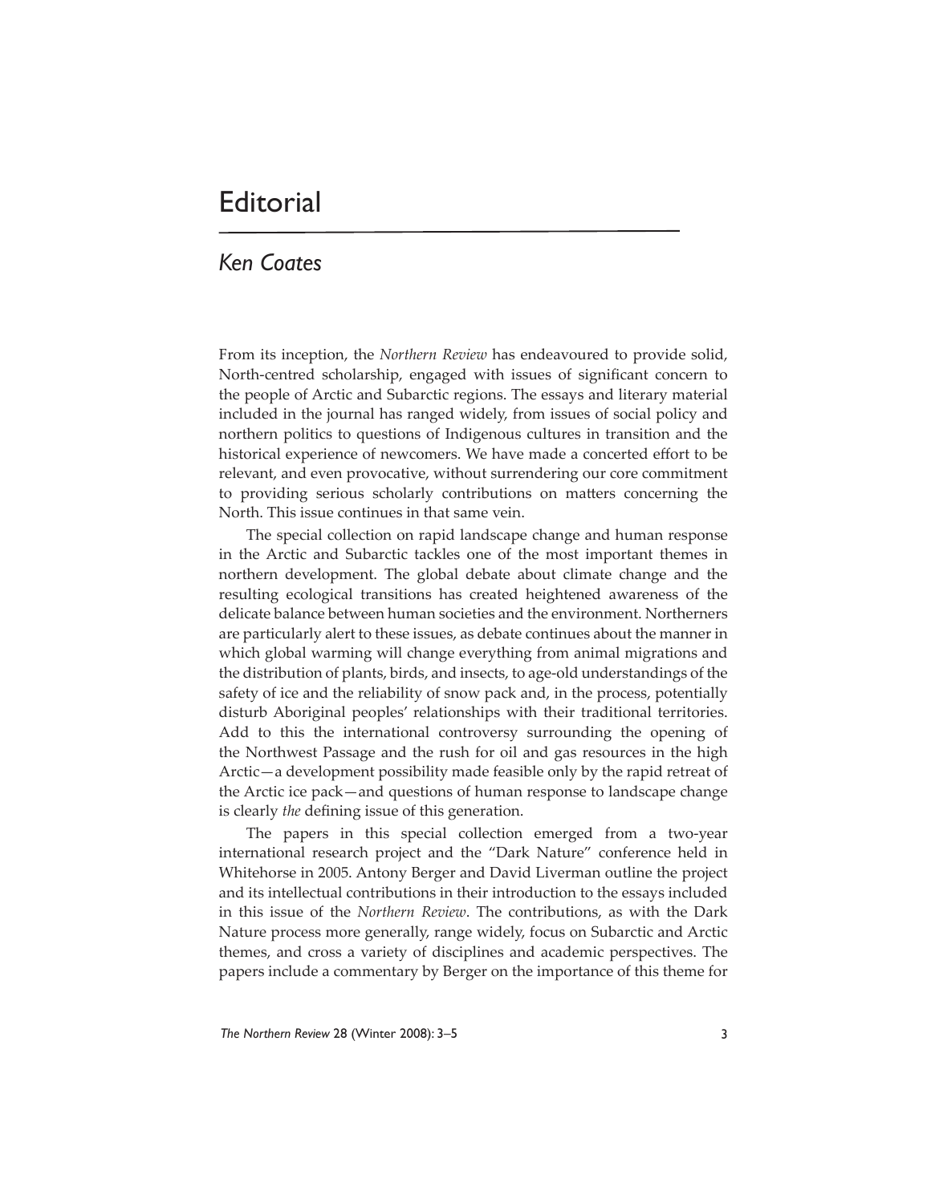# Editorial

## *Ken Coates*

From its inception, the *Northern Review* has endeavoured to provide solid, North-centred scholarship, engaged with issues of significant concern to the people of Arctic and Subarctic regions. The essays and literary material included in the journal has ranged widely, from issues of social policy and northern politics to questions of Indigenous cultures in transition and the historical experience of newcomers. We have made a concerted effort to be relevant, and even provocative, without surrendering our core commitment to providing serious scholarly contributions on matters concerning the North. This issue continues in that same vein.

The special collection on rapid landscape change and human response in the Arctic and Subarctic tackles one of the most important themes in northern development. The global debate about climate change and the resulting ecological transitions has created heightened awareness of the delicate balance between human societies and the environment. Northerners are particularly alert to these issues, as debate continues about the manner in which global warming will change everything from animal migrations and the distribution of plants, birds, and insects, to age-old understandings of the safety of ice and the reliability of snow pack and, in the process, potentially disturb Aboriginal peoples' relationships with their traditional territories. Add to this the international controversy surrounding the opening of the Northwest Passage and the rush for oil and gas resources in the high Arctic—a development possibility made feasible only by the rapid retreat of the Arctic ice pack—and questions of human response to landscape change is clearly *the* defining issue of this generation.

The papers in this special collection emerged from a two-year international research project and the "Dark Nature" conference held in Whitehorse in 2005. Antony Berger and David Liverman outline the project and its intellectual contributions in their introduction to the essays included in this issue of the *Northern Review*. The contributions, as with the Dark Nature process more generally, range widely, focus on Subarctic and Arctic themes, and cross a variety of disciplines and academic perspectives. The papers include a commentary by Berger on the importance of this theme for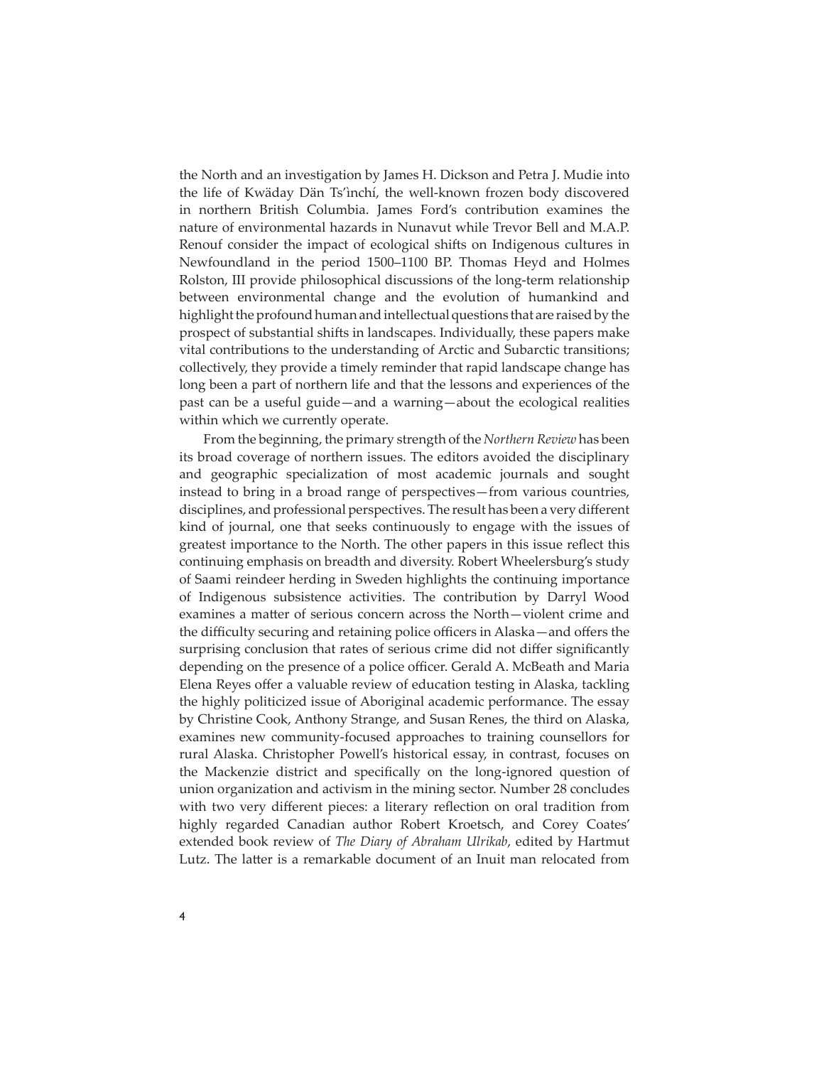the North and an investigation by James H. Dickson and Petra J. Mudie into the life of Kwäday Dän Ts'ìnchí, the well-known frozen body discovered in northern British Columbia. James Ford's contribution examines the nature of environmental hazards in Nunavut while Trevor Bell and M.A.P. Renouf consider the impact of ecological shifts on Indigenous cultures in Newfoundland in the period 1500–1100 BP. Thomas Heyd and Holmes Rolston, III provide philosophical discussions of the long-term relationship between environmental change and the evolution of humankind and highlight the profound human and intellectual questions that are raised by the prospect of substantial shifts in landscapes. Individually, these papers make vital contributions to the understanding of Arctic and Subarctic transitions; collectively, they provide a timely reminder that rapid landscape change has long been a part of northern life and that the lessons and experiences of the past can be a useful guide—and a warning—about the ecological realities within which we currently operate.

From the beginning, the primary strength of the *Northern Review* has been its broad coverage of northern issues. The editors avoided the disciplinary and geographic specialization of most academic journals and sought instead to bring in a broad range of perspectives—from various countries, disciplines, and professional perspectives. The result has been a very different kind of journal, one that seeks continuously to engage with the issues of greatest importance to the North. The other papers in this issue reflect this continuing emphasis on breadth and diversity. Robert Wheelersburg's study of Saami reindeer herding in Sweden highlights the continuing importance of Indigenous subsistence activities. The contribution by Darryl Wood examines a matter of serious concern across the North—violent crime and the difficulty securing and retaining police officers in Alaska—and offers the surprising conclusion that rates of serious crime did not differ significantly depending on the presence of a police officer. Gerald A. McBeath and Maria Elena Reyes offer a valuable review of education testing in Alaska, tackling the highly politicized issue of Aboriginal academic performance. The essay by Christine Cook, Anthony Strange, and Susan Renes, the third on Alaska, examines new community-focused approaches to training counsellors for rural Alaska. Christopher Powell's historical essay, in contrast, focuses on the Mackenzie district and specifically on the long-ignored question of union organization and activism in the mining sector. Number 28 concludes with two very different pieces: a literary reflection on oral tradition from highly regarded Canadian author Robert Kroetsch, and Corey Coates' extended book review of *The Diary of Abraham Ulrikab*, edited by Hartmut Lutz. The latter is a remarkable document of an Inuit man relocated from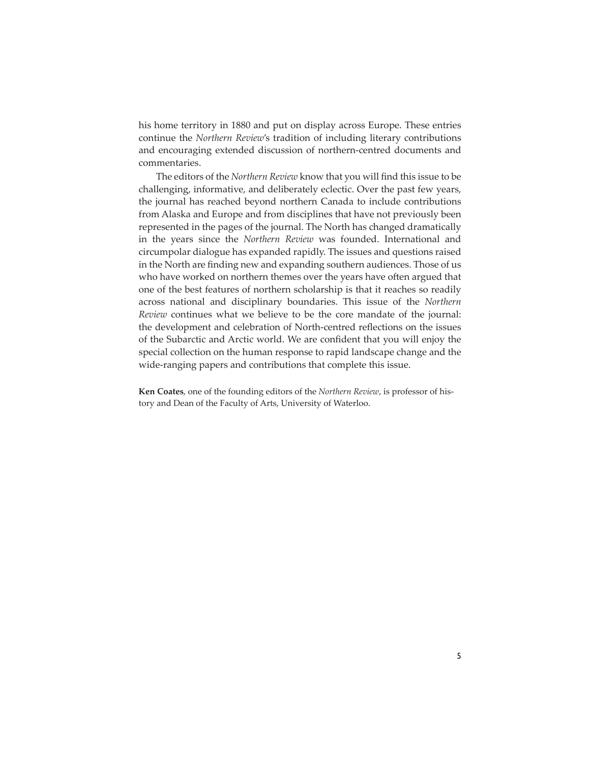his home territory in 1880 and put on display across Europe. These entries continue the *Northern Review*'s tradition of including literary contributions and encouraging extended discussion of northern-centred documents and commentaries.

The editors of the *Northern Review* know that you will find this issue to be challenging, informative, and deliberately eclectic. Over the past few years, the journal has reached beyond northern Canada to include contributions from Alaska and Europe and from disciplines that have not previously been represented in the pages of the journal. The North has changed dramatically in the years since the *Northern Review* was founded. International and circumpolar dialogue has expanded rapidly. The issues and questions raised in the North are finding new and expanding southern audiences. Those of us who have worked on northern themes over the years have often argued that one of the best features of northern scholarship is that it reaches so readily across national and disciplinary boundaries. This issue of the *Northern Review* continues what we believe to be the core mandate of the journal: the development and celebration of North-centred reflections on the issues of the Subarctic and Arctic world. We are confident that you will enjoy the special collection on the human response to rapid landscape change and the wide-ranging papers and contributions that complete this issue.

**Ken Coates**, one of the founding editors of the *Northern Review*, is professor of history and Dean of the Faculty of Arts, University of Waterloo.